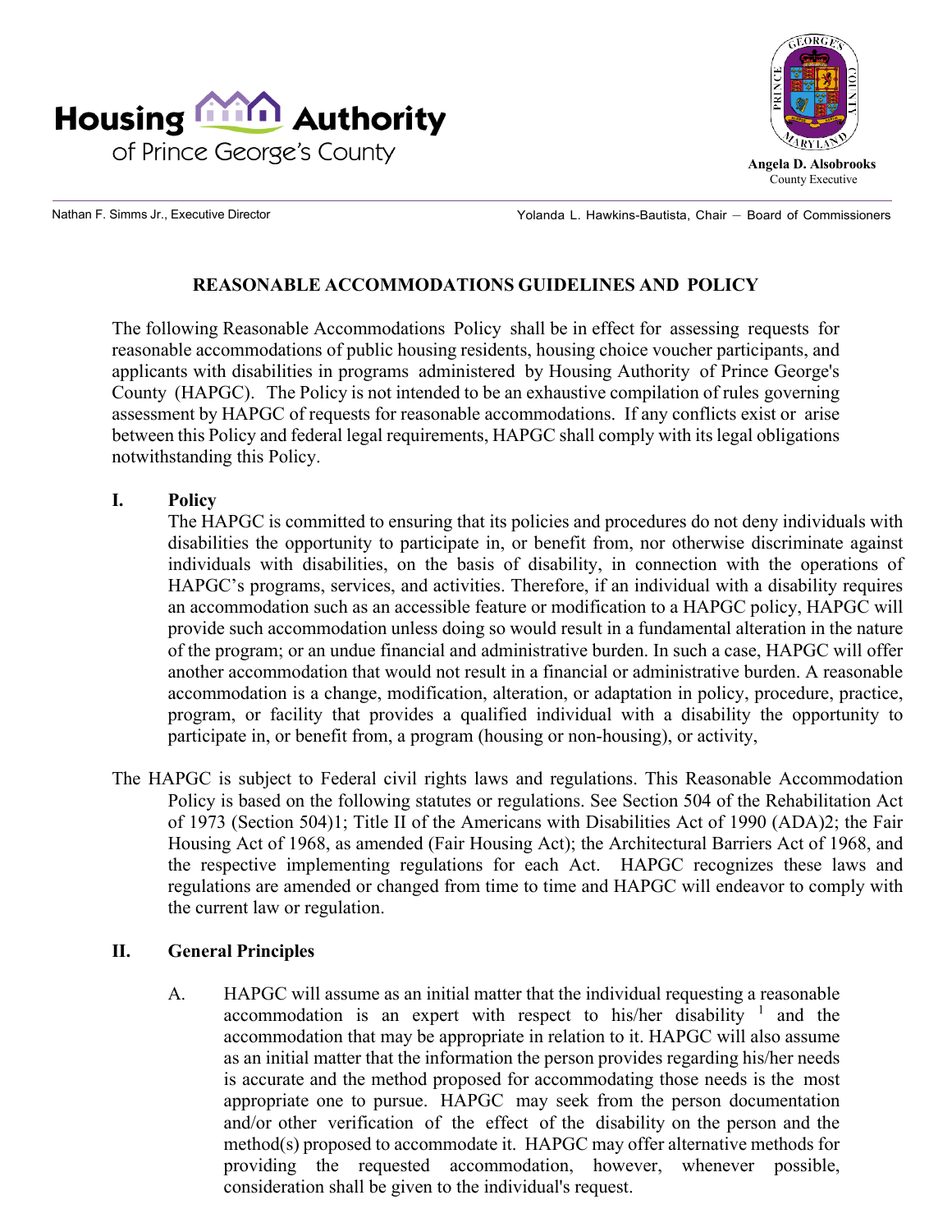Housing Authority of Prince George's County

Angela D. Alsobrooks
County Executive

Nathan F. Simms Jr., Executive Director

Yolanda L. Hawkins-Bautista, Chair – Board of Commissioners

## REASONABLE ACCOMMODATIONS GUIDELINES AND POLICY

The following Reasonable Accommodations Policy shall be in effect for assessing requests for reasonable accommodations of public housing residents, housing choice voucher participants, and applicants with disabilities in programs administered by Housing Authority of Prince George's County (HAPGC). The Policy is not intended to be an exhaustive compilation of rules governing assessment by HAPGC of requests for reasonable accommodations. If any conflicts exist or arise between this Policy and federal legal requirements, HAPGC shall comply with its legal obligations notwithstanding this Policy.

### I. Policy

The HAPGC is committed to ensuring that its policies and procedures do not deny individuals with disabilities the opportunity to participate in, or benefit from, nor otherwise discriminate against individuals with disabilities, on the basis of disability, in connection with the operations of HAPGC's programs, services, and activities. Therefore, if an individual with a disability requires an accommodation such as an accessible feature or modification to a HAPGC policy, HAPGC will provide such accommodation unless doing so would result in a fundamental alteration in the nature of the program; or an undue financial and administrative burden. In such a case, HAPGC will offer another accommodation that would not result in a financial or administrative burden. A reasonable accommodation is a change, modification, alteration, or adaptation in policy, procedure, practice, program, or facility that provides a qualified individual with a disability the opportunity to participate in, or benefit from, a program (housing or non-housing), or activity,

The HAPGC is subject to Federal civil rights laws and regulations. This Reasonable Accommodation Policy is based on the following statutes or regulations. See Section 504 of the Rehabilitation Act of 1973 (Section 504)1; Title II of the Americans with Disabilities Act of 1990 (ADA)2; the Fair Housing Act of 1968, as amended (Fair Housing Act); the Architectural Barriers Act of 1968, and the respective implementing regulations for each Act. HAPGC recognizes these laws and regulations are amended or changed from time to time and HAPGC will endeavor to comply with the current law or regulation.

### II. General Principles

A. HAPGC will assume as an initial matter that the individual requesting a reasonable accommodation is an expert with respect to his/her disability [1] and the accommodation that may be appropriate in relation to it. HAPGC will also assume as an initial matter that the information the person provides regarding his/her needs is accurate and the method proposed for accommodating those needs is the most appropriate one to pursue. HAPGC may seek from the person documentation and/or other verification of the effect of the disability on the person and the method(s) proposed to accommodate it. HAPGC may offer alternative methods for providing the requested accommodation, however, whenever possible, consideration shall be given to the individual's request.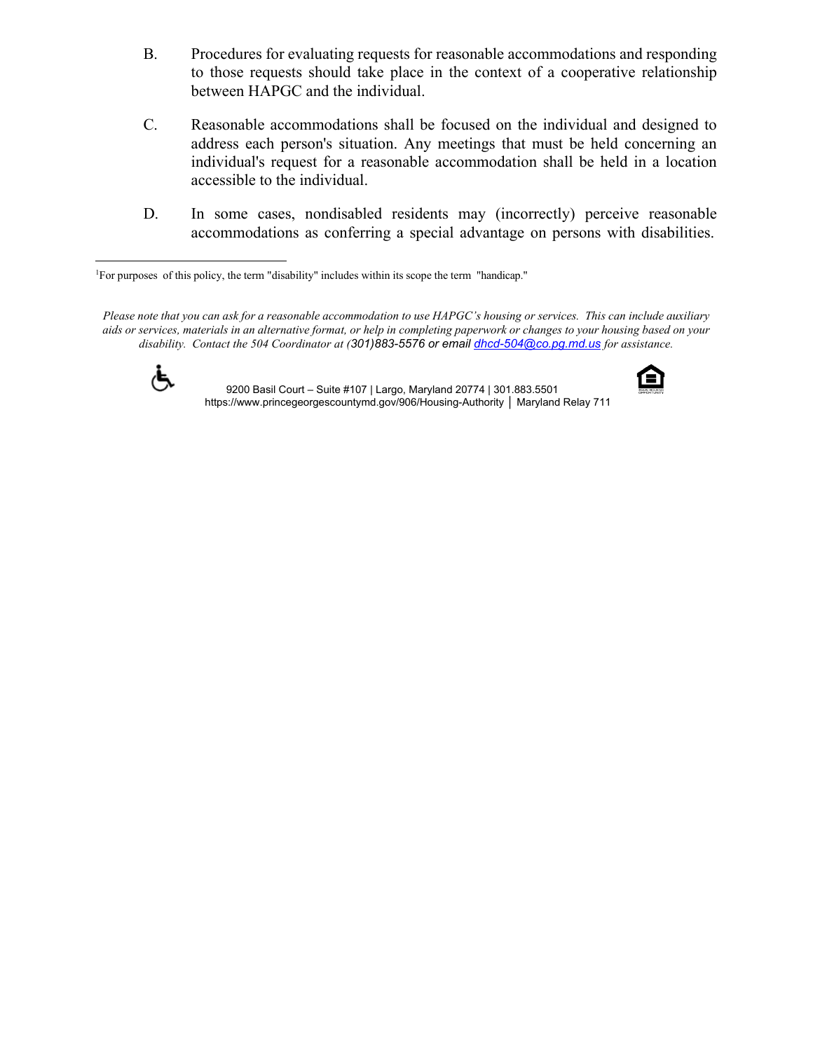B. Procedures for evaluating requests for reasonable accommodations and responding to those requests should take place in the context of a cooperative relationship between HAPGC and the individual.

C. Reasonable accommodations shall be focused on the individual and designed to address each person's situation. Any meetings that must be held concerning an individual's request for a reasonable accommodation shall be held in a location accessible to the individual.

D. In some cases, nondisabled residents may (incorrectly) perceive reasonable accommodations as conferring a special advantage on persons with disabilities.

---

[1]For purposes of this policy, the term "disability" includes within its scope the term "handicap."

*Please note that you can ask for a reasonable accommodation to use HAPGC's housing or services. This can include auxiliary aids or services, materials in an alternative format, or help in completing paperwork or changes to your housing based on your disability. Contact the 504 Coordinator at (301)883-5576 or email [dhcd-504@co.pg.md.us](mailto:dhcd-504@co.pg.md.us) for assistance.*

9200 Basil Court – Suite #107 | Largo, Maryland 20774 | 301.883.5501
https://www.princegeorgescountymd.gov/906/Housing-Authority | Maryland Relay 711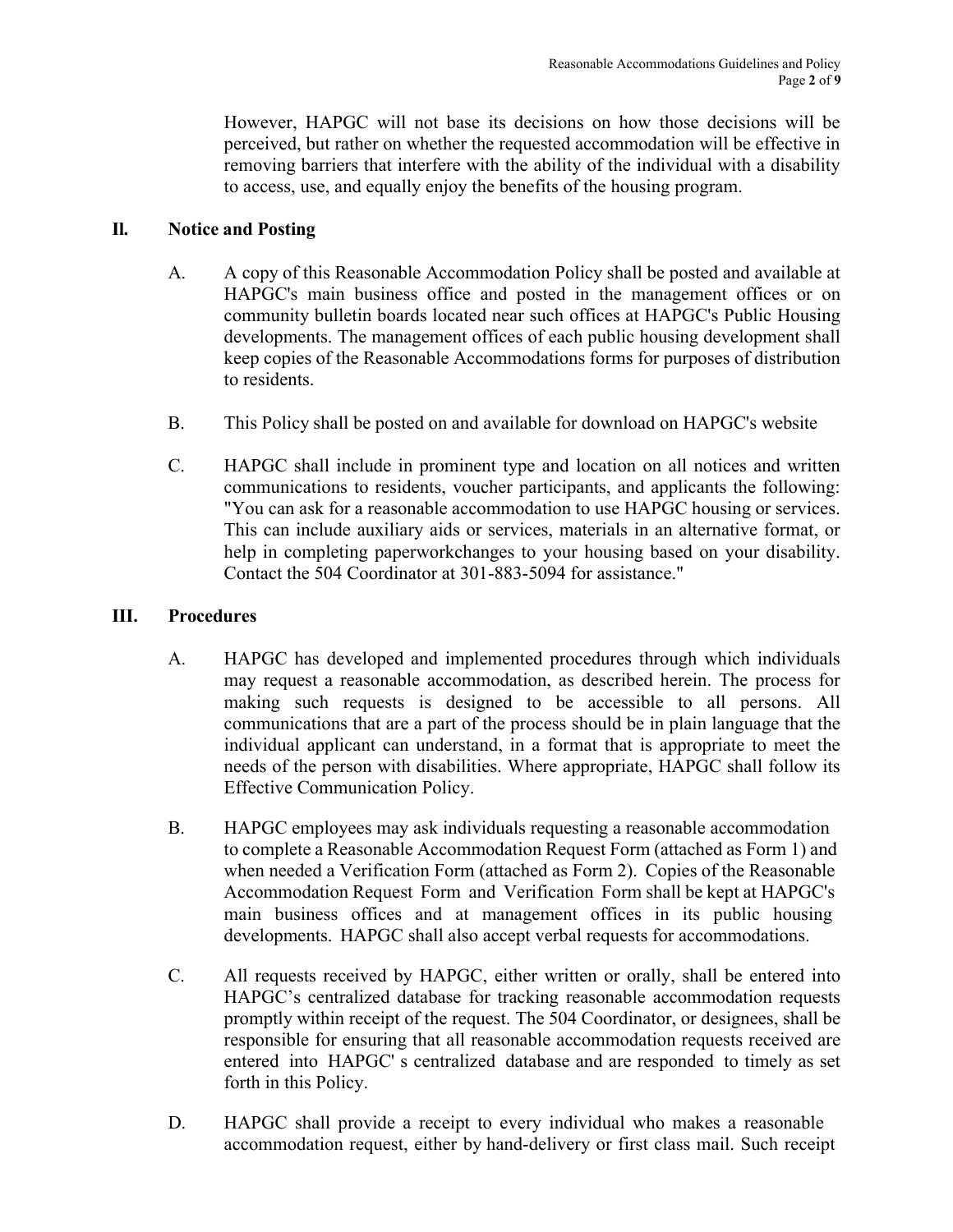However, HAPGC will not base its decisions on how those decisions will be perceived, but rather on whether the requested accommodation will be effective in removing barriers that interfere with the ability of the individual with a disability to access, use, and equally enjoy the benefits of the housing program.

## II. Notice and Posting

A. A copy of this Reasonable Accommodation Policy shall be posted and available at HAPGC's main business office and posted in the management offices or on community bulletin boards located near such offices at HAPGC's Public Housing developments. The management offices of each public housing development shall keep copies of the Reasonable Accommodations forms for purposes of distribution to residents.

B. This Policy shall be posted on and available for download on HAPGC's website

C. HAPGC shall include in prominent type and location on all notices and written communications to residents, voucher participants, and applicants the following: "You can ask for a reasonable accommodation to use HAPGC housing or services. This can include auxiliary aids or services, materials in an alternative format, or help in completing paperworkchanges to your housing based on your disability. Contact the 504 Coordinator at 301-883-5094 for assistance."

## III. Procedures

A. HAPGC has developed and implemented procedures through which individuals may request a reasonable accommodation, as described herein. The process for making such requests is designed to be accessible to all persons. All communications that are a part of the process should be in plain language that the individual applicant can understand, in a format that is appropriate to meet the needs of the person with disabilities. Where appropriate, HAPGC shall follow its Effective Communication Policy.

B. HAPGC employees may ask individuals requesting a reasonable accommodation to complete a Reasonable Accommodation Request Form (attached as Form 1) and when needed a Verification Form (attached as Form 2). Copies of the Reasonable Accommodation Request Form and Verification Form shall be kept at HAPGC's main business offices and at management offices in its public housing developments. HAPGC shall also accept verbal requests for accommodations.

C. All requests received by HAPGC, either written or orally, shall be entered into HAPGC's centralized database for tracking reasonable accommodation requests promptly within receipt of the request. The 504 Coordinator, or designees, shall be responsible for ensuring that all reasonable accommodation requests received are entered into HAPGC' s centralized database and are responded to timely as set forth in this Policy.

D. HAPGC shall provide a receipt to every individual who makes a reasonable accommodation request, either by hand-delivery or first class mail. Such receipt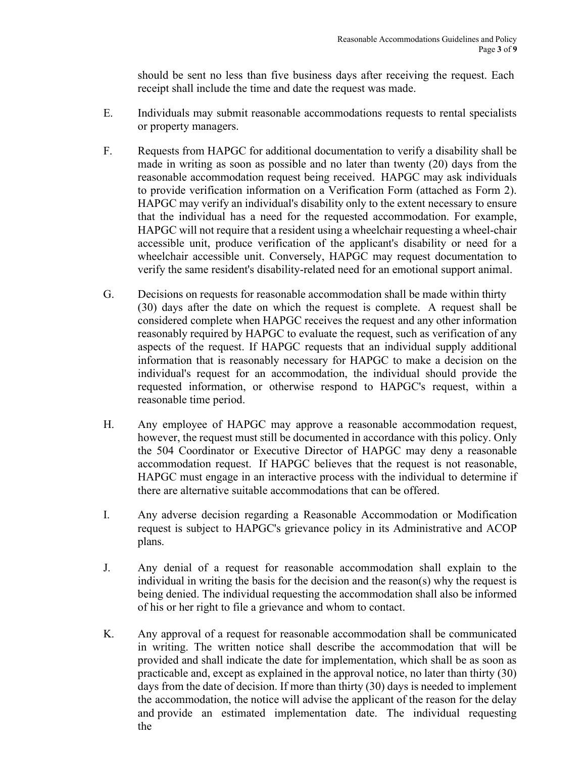should be sent no less than five business days after receiving the request. Each receipt shall include the time and date the request was made.

E. Individuals may submit reasonable accommodations requests to rental specialists or property managers.

F. Requests from HAPGC for additional documentation to verify a disability shall be made in writing as soon as possible and no later than twenty (20) days from the reasonable accommodation request being received. HAPGC may ask individuals to provide verification information on a Verification Form (attached as Form 2). HAPGC may verify an individual's disability only to the extent necessary to ensure that the individual has a need for the requested accommodation. For example, HAPGC will not require that a resident using a wheelchair requesting a wheel-chair accessible unit, produce verification of the applicant's disability or need for a wheelchair accessible unit. Conversely, HAPGC may request documentation to verify the same resident's disability-related need for an emotional support animal.

G. Decisions on requests for reasonable accommodation shall be made within thirty (30) days after the date on which the request is complete. A request shall be considered complete when HAPGC receives the request and any other information reasonably required by HAPGC to evaluate the request, such as verification of any aspects of the request. If HAPGC requests that an individual supply additional information that is reasonably necessary for HAPGC to make a decision on the individual's request for an accommodation, the individual should provide the requested information, or otherwise respond to HAPGC's request, within a reasonable time period.

H. Any employee of HAPGC may approve a reasonable accommodation request, however, the request must still be documented in accordance with this policy. Only the 504 Coordinator or Executive Director of HAPGC may deny a reasonable accommodation request. If HAPGC believes that the request is not reasonable, HAPGC must engage in an interactive process with the individual to determine if there are alternative suitable accommodations that can be offered.

I. Any adverse decision regarding a Reasonable Accommodation or Modification request is subject to HAPGC's grievance policy in its Administrative and ACOP plans.

J. Any denial of a request for reasonable accommodation shall explain to the individual in writing the basis for the decision and the reason(s) why the request is being denied. The individual requesting the accommodation shall also be informed of his or her right to file a grievance and whom to contact.

K. Any approval of a request for reasonable accommodation shall be communicated in writing. The written notice shall describe the accommodation that will be provided and shall indicate the date for implementation, which shall be as soon as practicable and, except as explained in the approval notice, no later than thirty (30) days from the date of decision. If more than thirty (30) days is needed to implement the accommodation, the notice will advise the applicant of the reason for the delay and provide an estimated implementation date. The individual requesting the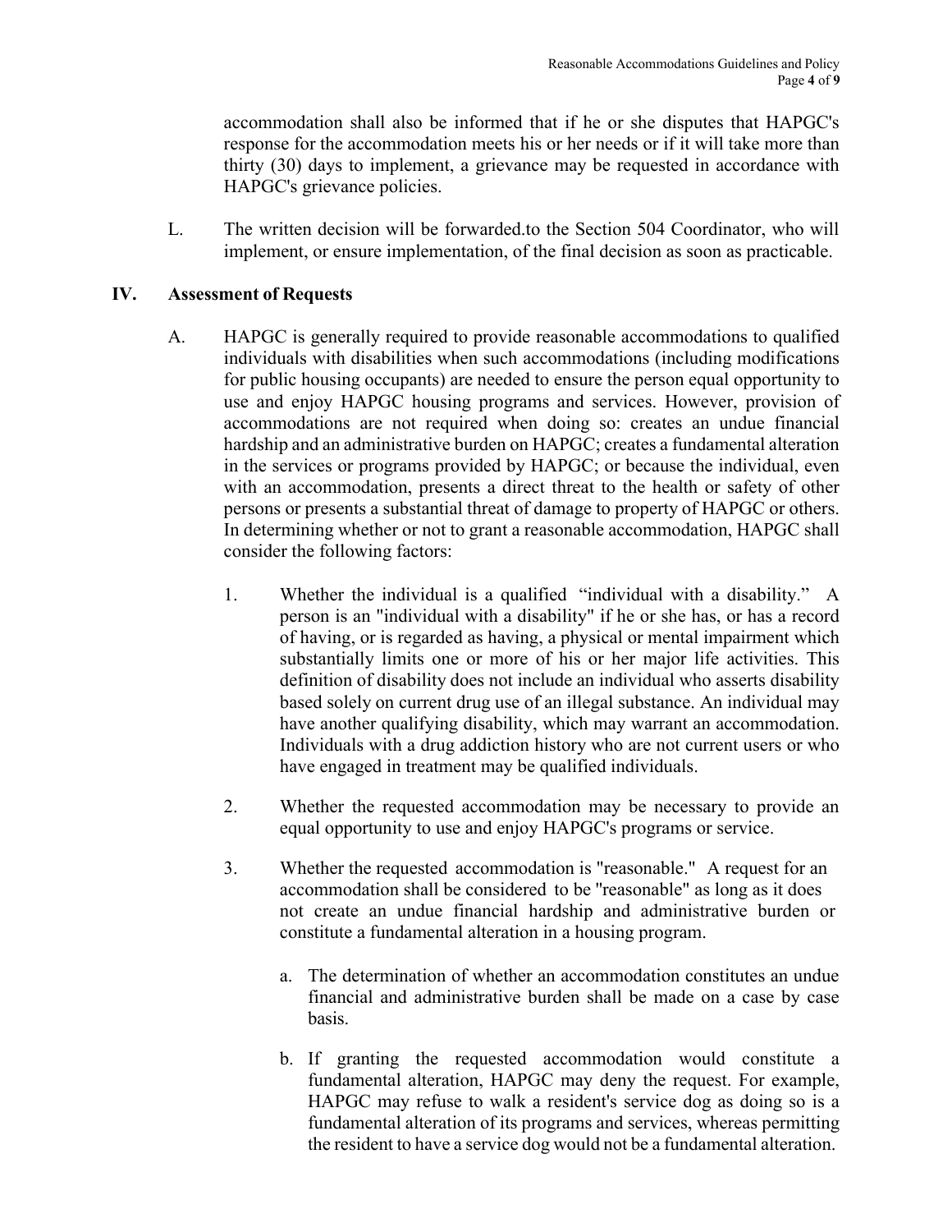accommodation shall also be informed that if he or she disputes that HAPGC's response for the accommodation meets his or her needs or if it will take more than thirty (30) days to implement, a grievance may be requested in accordance with HAPGC's grievance policies.

L. The written decision will be forwarded.to the Section 504 Coordinator, who will implement, or ensure implementation, of the final decision as soon as practicable.

## IV. Assessment of Requests

A. HAPGC is generally required to provide reasonable accommodations to qualified individuals with disabilities when such accommodations (including modifications for public housing occupants) are needed to ensure the person equal opportunity to use and enjoy HAPGC housing programs and services. However, provision of accommodations are not required when doing so: creates an undue financial hardship and an administrative burden on HAPGC; creates a fundamental alteration in the services or programs provided by HAPGC; or because the individual, even with an accommodation, presents a direct threat to the health or safety of other persons or presents a substantial threat of damage to property of HAPGC or others. In determining whether or not to grant a reasonable accommodation, HAPGC shall consider the following factors:

1. Whether the individual is a qualified "individual with a disability." A person is an "individual with a disability" if he or she has, or has a record of having, or is regarded as having, a physical or mental impairment which substantially limits one or more of his or her major life activities. This definition of disability does not include an individual who asserts disability based solely on current drug use of an illegal substance. An individual may have another qualifying disability, which may warrant an accommodation. Individuals with a drug addiction history who are not current users or who have engaged in treatment may be qualified individuals.

2. Whether the requested accommodation may be necessary to provide an equal opportunity to use and enjoy HAPGC's programs or service.

3. Whether the requested accommodation is "reasonable." A request for an accommodation shall be considered to be "reasonable" as long as it does not create an undue financial hardship and administrative burden or constitute a fundamental alteration in a housing program.

   a. The determination of whether an accommodation constitutes an undue financial and administrative burden shall be made on a case by case basis.

   b. If granting the requested accommodation would constitute a fundamental alteration, HAPGC may deny the request. For example, HAPGC may refuse to walk a resident's service dog as doing so is a fundamental alteration of its programs and services, whereas permitting the resident to have a service dog would not be a fundamental alteration.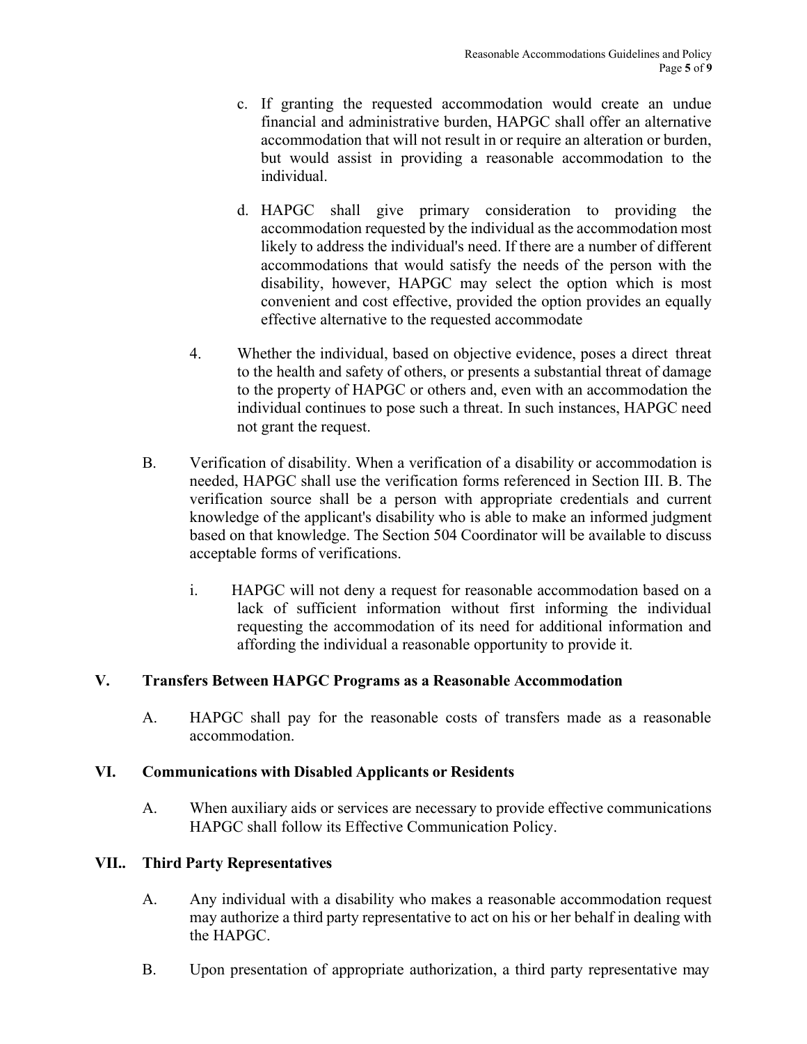c. If granting the requested accommodation would create an undue financial and administrative burden, HAPGC shall offer an alternative accommodation that will not result in or require an alteration or burden, but would assist in providing a reasonable accommodation to the individual.

d. HAPGC shall give primary consideration to providing the accommodation requested by the individual as the accommodation most likely to address the individual's need. If there are a number of different accommodations that would satisfy the needs of the person with the disability, however, HAPGC may select the option which is most convenient and cost effective, provided the option provides an equally effective alternative to the requested accommodate

4. Whether the individual, based on objective evidence, poses a direct threat to the health and safety of others, or presents a substantial threat of damage to the property of HAPGC or others and, even with an accommodation the individual continues to pose such a threat. In such instances, HAPGC need not grant the request.

B. Verification of disability. When a verification of a disability or accommodation is needed, HAPGC shall use the verification forms referenced in Section III. B. The verification source shall be a person with appropriate credentials and current knowledge of the applicant's disability who is able to make an informed judgment based on that knowledge. The Section 504 Coordinator will be available to discuss acceptable forms of verifications.

i. HAPGC will not deny a request for reasonable accommodation based on a lack of sufficient information without first informing the individual requesting the accommodation of its need for additional information and affording the individual a reasonable opportunity to provide it.

## V. Transfers Between HAPGC Programs as a Reasonable Accommodation

A. HAPGC shall pay for the reasonable costs of transfers made as a reasonable accommodation.

## VI. Communications with Disabled Applicants or Residents

A. When auxiliary aids or services are necessary to provide effective communications HAPGC shall follow its Effective Communication Policy.

## VII.. Third Party Representatives

A. Any individual with a disability who makes a reasonable accommodation request may authorize a third party representative to act on his or her behalf in dealing with the HAPGC.

B. Upon presentation of appropriate authorization, a third party representative may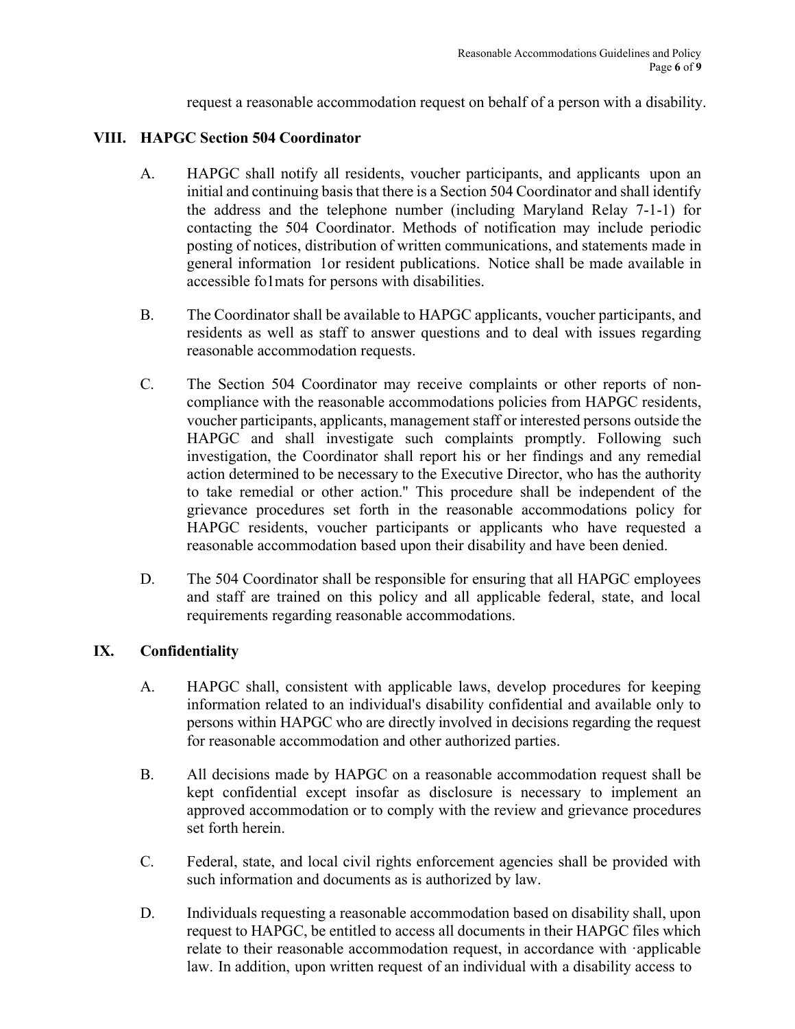request a reasonable accommodation request on behalf of a person with a disability.

## VIII. HAPGC Section 504 Coordinator

A. HAPGC shall notify all residents, voucher participants, and applicants upon an initial and continuing basis that there is a Section 504 Coordinator and shall identify the address and the telephone number (including Maryland Relay 7-1-1) for contacting the 504 Coordinator. Methods of notification may include periodic posting of notices, distribution of written communications, and statements made in general information 1or resident publications. Notice shall be made available in accessible fo1mats for persons with disabilities.

B. The Coordinator shall be available to HAPGC applicants, voucher participants, and residents as well as staff to answer questions and to deal with issues regarding reasonable accommodation requests.

C. The Section 504 Coordinator may receive complaints or other reports of non-compliance with the reasonable accommodations policies from HAPGC residents, voucher participants, applicants, management staff or interested persons outside the HAPGC and shall investigate such complaints promptly. Following such investigation, the Coordinator shall report his or her findings and any remedial action determined to be necessary to the Executive Director, who has the authority to take remedial or other action." This procedure shall be independent of the grievance procedures set forth in the reasonable accommodations policy for HAPGC residents, voucher participants or applicants who have requested a reasonable accommodation based upon their disability and have been denied.

D. The 504 Coordinator shall be responsible for ensuring that all HAPGC employees and staff are trained on this policy and all applicable federal, state, and local requirements regarding reasonable accommodations.

## IX. Confidentiality

A. HAPGC shall, consistent with applicable laws, develop procedures for keeping information related to an individual's disability confidential and available only to persons within HAPGC who are directly involved in decisions regarding the request for reasonable accommodation and other authorized parties.

B. All decisions made by HAPGC on a reasonable accommodation request shall be kept confidential except insofar as disclosure is necessary to implement an approved accommodation or to comply with the review and grievance procedures set forth herein.

C. Federal, state, and local civil rights enforcement agencies shall be provided with such information and documents as is authorized by law.

D. Individuals requesting a reasonable accommodation based on disability shall, upon request to HAPGC, be entitled to access all documents in their HAPGC files which relate to their reasonable accommodation request, in accordance with ·applicable law. In addition, upon written request of an individual with a disability access to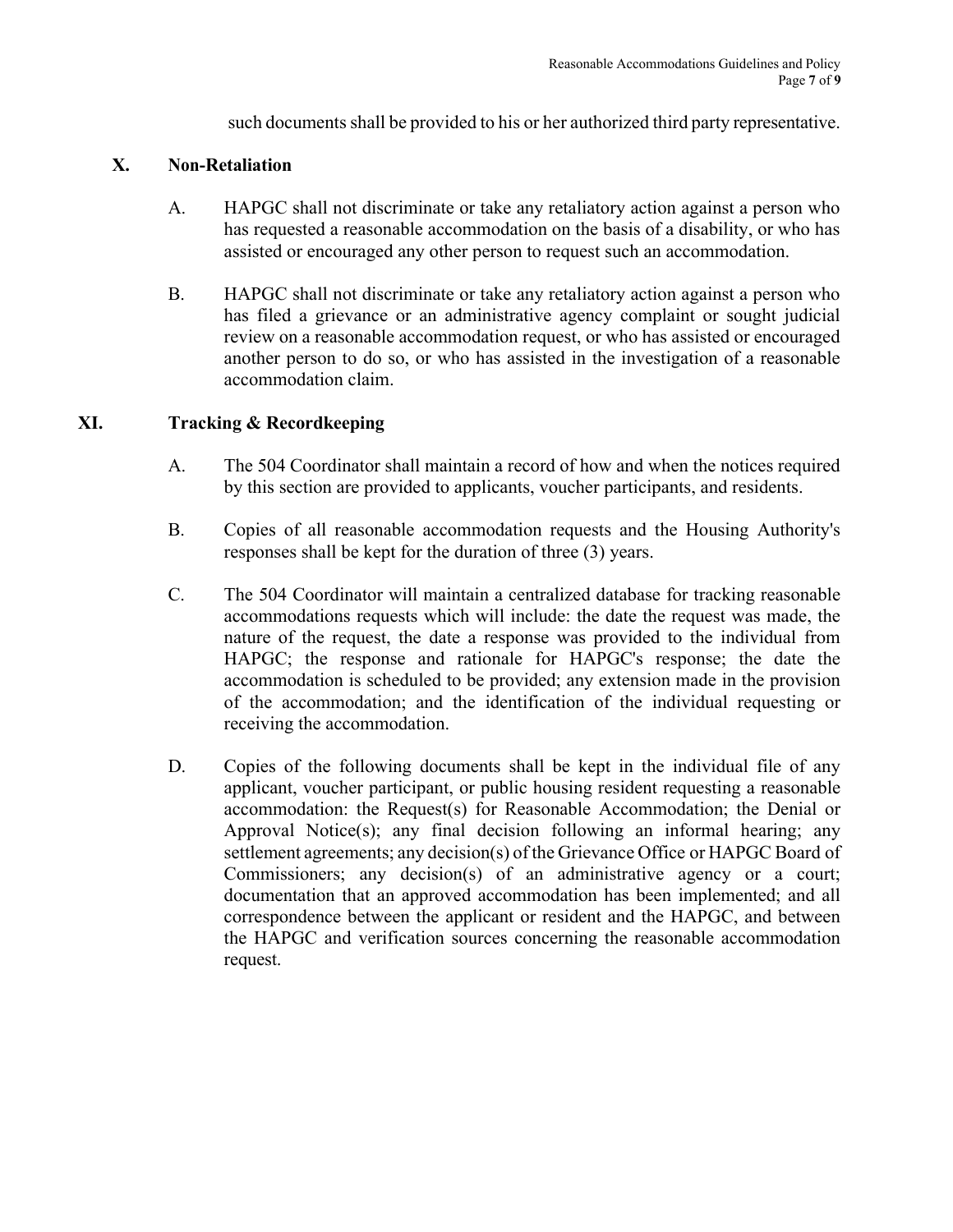such documents shall be provided to his or her authorized third party representative.

## X. Non-Retaliation

A. HAPGC shall not discriminate or take any retaliatory action against a person who has requested a reasonable accommodation on the basis of a disability, or who has assisted or encouraged any other person to request such an accommodation.

B. HAPGC shall not discriminate or take any retaliatory action against a person who has filed a grievance or an administrative agency complaint or sought judicial review on a reasonable accommodation request, or who has assisted or encouraged another person to do so, or who has assisted in the investigation of a reasonable accommodation claim.

## XI. Tracking & Recordkeeping

A. The 504 Coordinator shall maintain a record of how and when the notices required by this section are provided to applicants, voucher participants, and residents.

B. Copies of all reasonable accommodation requests and the Housing Authority's responses shall be kept for the duration of three (3) years.

C. The 504 Coordinator will maintain a centralized database for tracking reasonable accommodations requests which will include: the date the request was made, the nature of the request, the date a response was provided to the individual from HAPGC; the response and rationale for HAPGC's response; the date the accommodation is scheduled to be provided; any extension made in the provision of the accommodation; and the identification of the individual requesting or receiving the accommodation.

D. Copies of the following documents shall be kept in the individual file of any applicant, voucher participant, or public housing resident requesting a reasonable accommodation: the Request(s) for Reasonable Accommodation; the Denial or Approval Notice(s); any final decision following an informal hearing; any settlement agreements; any decision(s) of the Grievance Office or HAPGC Board of Commissioners; any decision(s) of an administrative agency or a court; documentation that an approved accommodation has been implemented; and all correspondence between the applicant or resident and the HAPGC, and between the HAPGC and verification sources concerning the reasonable accommodation request.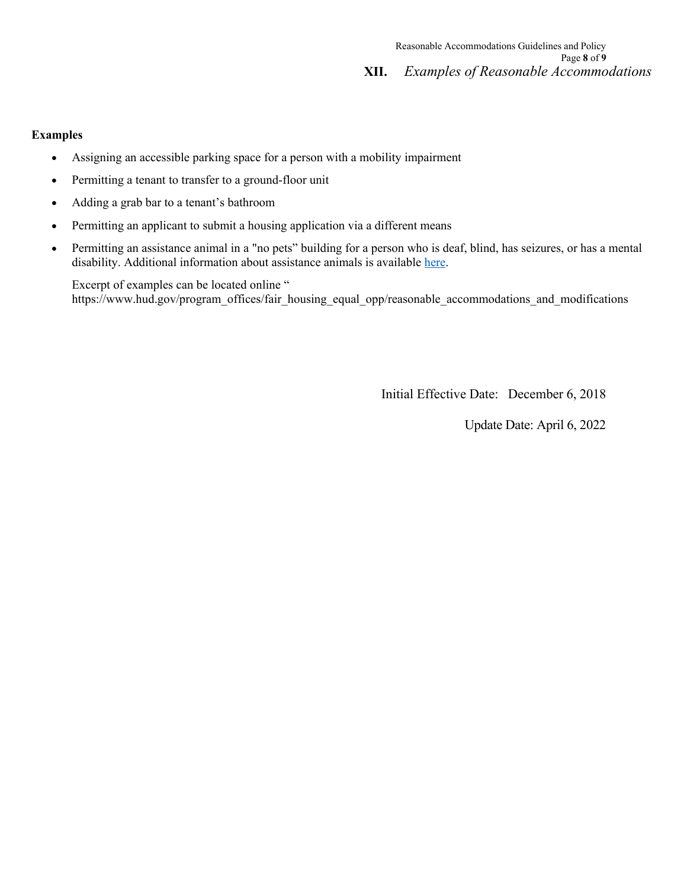## XII. *Examples of Reasonable Accommodations*

**Examples**

- Assigning an accessible parking space for a person with a mobility impairment
- Permitting a tenant to transfer to a ground-floor unit
- Adding a grab bar to a tenant's bathroom
- Permitting an applicant to submit a housing application via a different means
- Permitting an assistance animal in a "no pets" building for a person who is deaf, blind, has seizures, or has a mental disability. Additional information about assistance animals is available here.

  Excerpt of examples can be located online " https://www.hud.gov/program_offices/fair_housing_equal_opp/reasonable_accommodations_and_modifications

Initial Effective Date: December 6, 2018

Update Date: April 6, 2022